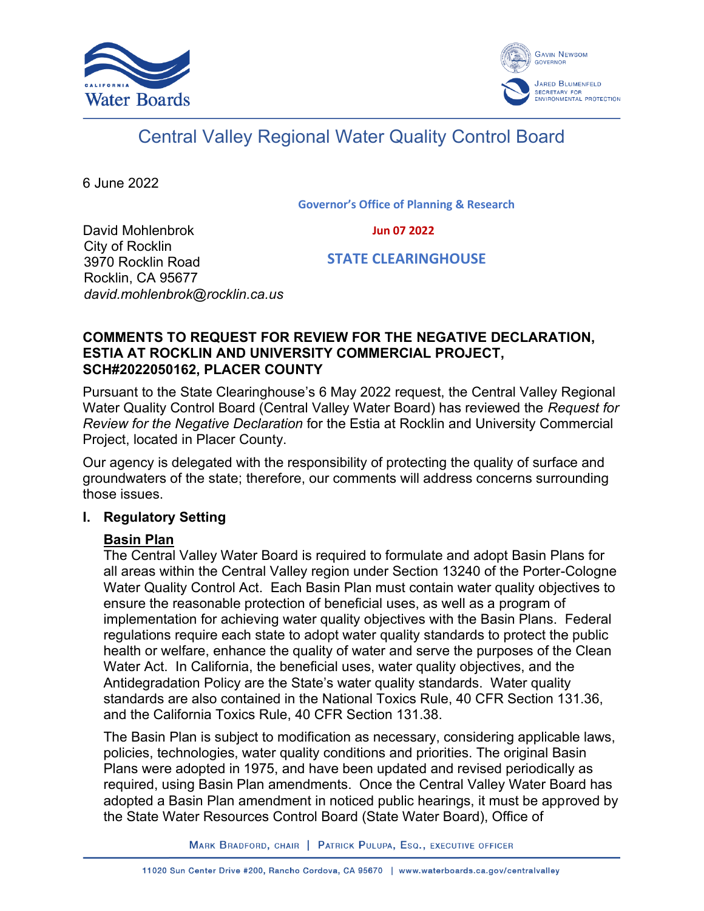California Water Boards

Gavin Newsom, Governor

Jared Blumenfeld, Secretary for Environmental Protection

# Central Valley Regional Water Quality Control Board

6 June 2022

**Governor's Office of Planning & Research**

**Jun 07 2022**

**STATE CLEARINGHOUSE**

David Mohlenbrok
City of Rocklin
3970 Rocklin Road
Rocklin, CA 95677
*david.mohlenbrok@rocklin.ca.us*

**COMMENTS TO REQUEST FOR REVIEW FOR THE NEGATIVE DECLARATION, ESTIA AT ROCKLIN AND UNIVERSITY COMMERCIAL PROJECT, SCH#2022050162, PLACER COUNTY**

Pursuant to the State Clearinghouse's 6 May 2022 request, the Central Valley Regional Water Quality Control Board (Central Valley Water Board) has reviewed the *Request for Review for the Negative Declaration* for the Estia at Rocklin and University Commercial Project, located in Placer County.

Our agency is delegated with the responsibility of protecting the quality of surface and groundwaters of the state; therefore, our comments will address concerns surrounding those issues.

## I. Regulatory Setting

### Basin Plan

The Central Valley Water Board is required to formulate and adopt Basin Plans for all areas within the Central Valley region under Section 13240 of the Porter-Cologne Water Quality Control Act. Each Basin Plan must contain water quality objectives to ensure the reasonable protection of beneficial uses, as well as a program of implementation for achieving water quality objectives with the Basin Plans. Federal regulations require each state to adopt water quality standards to protect the public health or welfare, enhance the quality of water and serve the purposes of the Clean Water Act. In California, the beneficial uses, water quality objectives, and the Antidegradation Policy are the State's water quality standards. Water quality standards are also contained in the National Toxics Rule, 40 CFR Section 131.36, and the California Toxics Rule, 40 CFR Section 131.38.

The Basin Plan is subject to modification as necessary, considering applicable laws, policies, technologies, water quality conditions and priorities. The original Basin Plans were adopted in 1975, and have been updated and revised periodically as required, using Basin Plan amendments. Once the Central Valley Water Board has adopted a Basin Plan amendment in noticed public hearings, it must be approved by the State Water Resources Control Board (State Water Board), Office of

Mark Bradford, Chair | Patrick Pulupa, Esq., Executive Officer

11020 Sun Center Drive #200, Rancho Cordova, CA 95670 | www.waterboards.ca.gov/centralvalley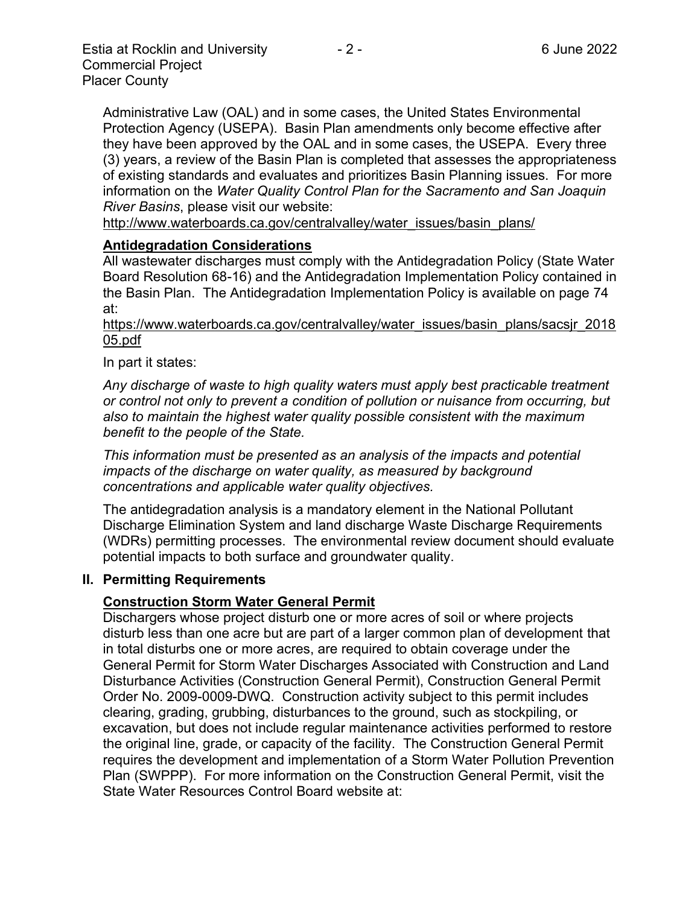Administrative Law (OAL) and in some cases, the United States Environmental Protection Agency (USEPA). Basin Plan amendments only become effective after they have been approved by the OAL and in some cases, the USEPA. Every three (3) years, a review of the Basin Plan is completed that assesses the appropriateness of existing standards and evaluates and prioritizes Basin Planning issues. For more information on the *Water Quality Control Plan for the Sacramento and San Joaquin River Basins*, please visit our website:

http://www.waterboards.ca.gov/centralvalley/water_issues/basin_plans/

**Antidegradation Considerations**

All wastewater discharges must comply with the Antidegradation Policy (State Water Board Resolution 68-16) and the Antidegradation Implementation Policy contained in the Basin Plan. The Antidegradation Implementation Policy is available on page 74 at:

https://www.waterboards.ca.gov/centralvalley/water_issues/basin_plans/sacsjr_201805.pdf

In part it states:

*Any discharge of waste to high quality waters must apply best practicable treatment or control not only to prevent a condition of pollution or nuisance from occurring, but also to maintain the highest water quality possible consistent with the maximum benefit to the people of the State.*

*This information must be presented as an analysis of the impacts and potential impacts of the discharge on water quality, as measured by background concentrations and applicable water quality objectives.*

The antidegradation analysis is a mandatory element in the National Pollutant Discharge Elimination System and land discharge Waste Discharge Requirements (WDRs) permitting processes. The environmental review document should evaluate potential impacts to both surface and groundwater quality.

## II. Permitting Requirements

**Construction Storm Water General Permit**

Dischargers whose project disturb one or more acres of soil or where projects disturb less than one acre but are part of a larger common plan of development that in total disturbs one or more acres, are required to obtain coverage under the General Permit for Storm Water Discharges Associated with Construction and Land Disturbance Activities (Construction General Permit), Construction General Permit Order No. 2009-0009-DWQ. Construction activity subject to this permit includes clearing, grading, grubbing, disturbances to the ground, such as stockpiling, or excavation, but does not include regular maintenance activities performed to restore the original line, grade, or capacity of the facility. The Construction General Permit requires the development and implementation of a Storm Water Pollution Prevention Plan (SWPPP). For more information on the Construction General Permit, visit the State Water Resources Control Board website at: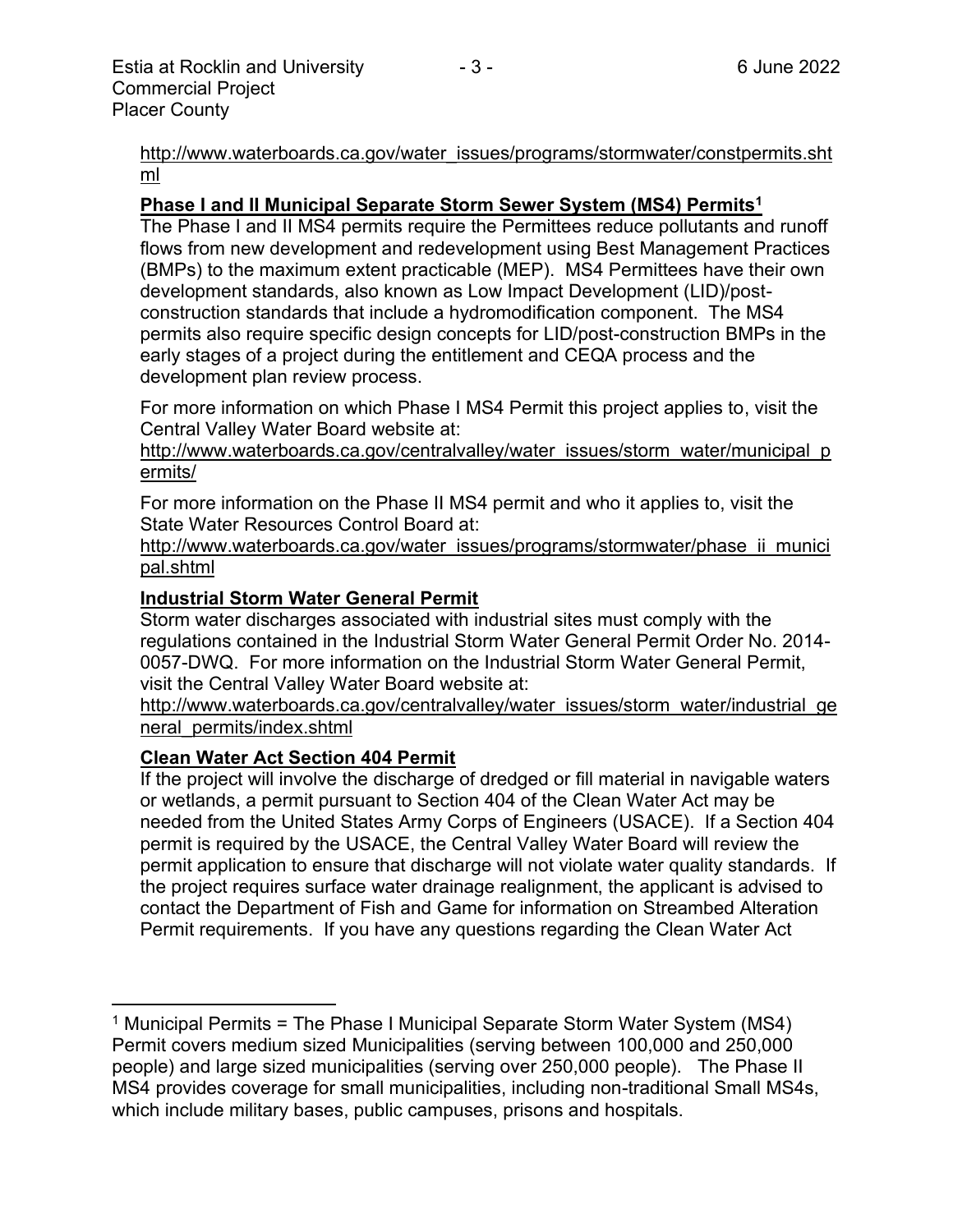http://www.waterboards.ca.gov/water_issues/programs/stormwater/constpermits.shtml

**Phase I and II Municipal Separate Storm Sewer System (MS4) Permits[1]**

The Phase I and II MS4 permits require the Permittees reduce pollutants and runoff flows from new development and redevelopment using Best Management Practices (BMPs) to the maximum extent practicable (MEP). MS4 Permittees have their own development standards, also known as Low Impact Development (LID)/post-construction standards that include a hydromodification component. The MS4 permits also require specific design concepts for LID/post-construction BMPs in the early stages of a project during the entitlement and CEQA process and the development plan review process.

For more information on which Phase I MS4 Permit this project applies to, visit the Central Valley Water Board website at:
http://www.waterboards.ca.gov/centralvalley/water_issues/storm_water/municipal_permits/

For more information on the Phase II MS4 permit and who it applies to, visit the State Water Resources Control Board at:
http://www.waterboards.ca.gov/water_issues/programs/stormwater/phase_ii_municipal.shtml

**Industrial Storm Water General Permit**

Storm water discharges associated with industrial sites must comply with the regulations contained in the Industrial Storm Water General Permit Order No. 2014-0057-DWQ. For more information on the Industrial Storm Water General Permit, visit the Central Valley Water Board website at:
http://www.waterboards.ca.gov/centralvalley/water_issues/storm_water/industrial_general_permits/index.shtml

**Clean Water Act Section 404 Permit**

If the project will involve the discharge of dredged or fill material in navigable waters or wetlands, a permit pursuant to Section 404 of the Clean Water Act may be needed from the United States Army Corps of Engineers (USACE). If a Section 404 permit is required by the USACE, the Central Valley Water Board will review the permit application to ensure that discharge will not violate water quality standards. If the project requires surface water drainage realignment, the applicant is advised to contact the Department of Fish and Game for information on Streambed Alteration Permit requirements. If you have any questions regarding the Clean Water Act

---

[1] Municipal Permits = The Phase I Municipal Separate Storm Water System (MS4) Permit covers medium sized Municipalities (serving between 100,000 and 250,000 people) and large sized municipalities (serving over 250,000 people). The Phase II MS4 provides coverage for small municipalities, including non-traditional Small MS4s, which include military bases, public campuses, prisons and hospitals.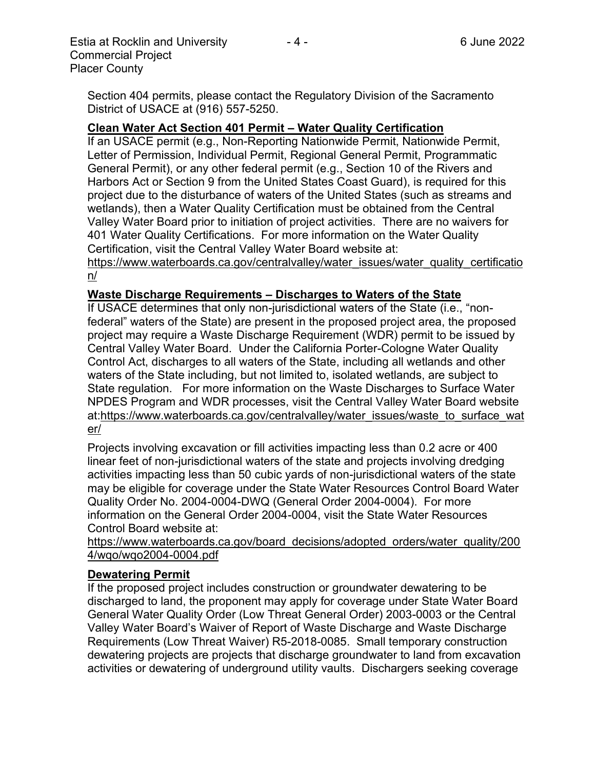Section 404 permits, please contact the Regulatory Division of the Sacramento District of USACE at (916) 557-5250.

**Clean Water Act Section 401 Permit – Water Quality Certification**

If an USACE permit (e.g., Non-Reporting Nationwide Permit, Nationwide Permit, Letter of Permission, Individual Permit, Regional General Permit, Programmatic General Permit), or any other federal permit (e.g., Section 10 of the Rivers and Harbors Act or Section 9 from the United States Coast Guard), is required for this project due to the disturbance of waters of the United States (such as streams and wetlands), then a Water Quality Certification must be obtained from the Central Valley Water Board prior to initiation of project activities. There are no waivers for 401 Water Quality Certifications. For more information on the Water Quality Certification, visit the Central Valley Water Board website at: https://www.waterboards.ca.gov/centralvalley/water_issues/water_quality_certification/

**Waste Discharge Requirements – Discharges to Waters of the State**

If USACE determines that only non-jurisdictional waters of the State (i.e., "non-federal" waters of the State) are present in the proposed project area, the proposed project may require a Waste Discharge Requirement (WDR) permit to be issued by Central Valley Water Board. Under the California Porter-Cologne Water Quality Control Act, discharges to all waters of the State, including all wetlands and other waters of the State including, but not limited to, isolated wetlands, are subject to State regulation. For more information on the Waste Discharges to Surface Water NPDES Program and WDR processes, visit the Central Valley Water Board website at:https://www.waterboards.ca.gov/centralvalley/water_issues/waste_to_surface_water/

Projects involving excavation or fill activities impacting less than 0.2 acre or 400 linear feet of non-jurisdictional waters of the state and projects involving dredging activities impacting less than 50 cubic yards of non-jurisdictional waters of the state may be eligible for coverage under the State Water Resources Control Board Water Quality Order No. 2004-0004-DWQ (General Order 2004-0004). For more information on the General Order 2004-0004, visit the State Water Resources Control Board website at: https://www.waterboards.ca.gov/board_decisions/adopted_orders/water_quality/2004/wqo/wqo2004-0004.pdf

**Dewatering Permit**

If the proposed project includes construction or groundwater dewatering to be discharged to land, the proponent may apply for coverage under State Water Board General Water Quality Order (Low Threat General Order) 2003-0003 or the Central Valley Water Board's Waiver of Report of Waste Discharge and Waste Discharge Requirements (Low Threat Waiver) R5-2018-0085. Small temporary construction dewatering projects are projects that discharge groundwater to land from excavation activities or dewatering of underground utility vaults. Dischargers seeking coverage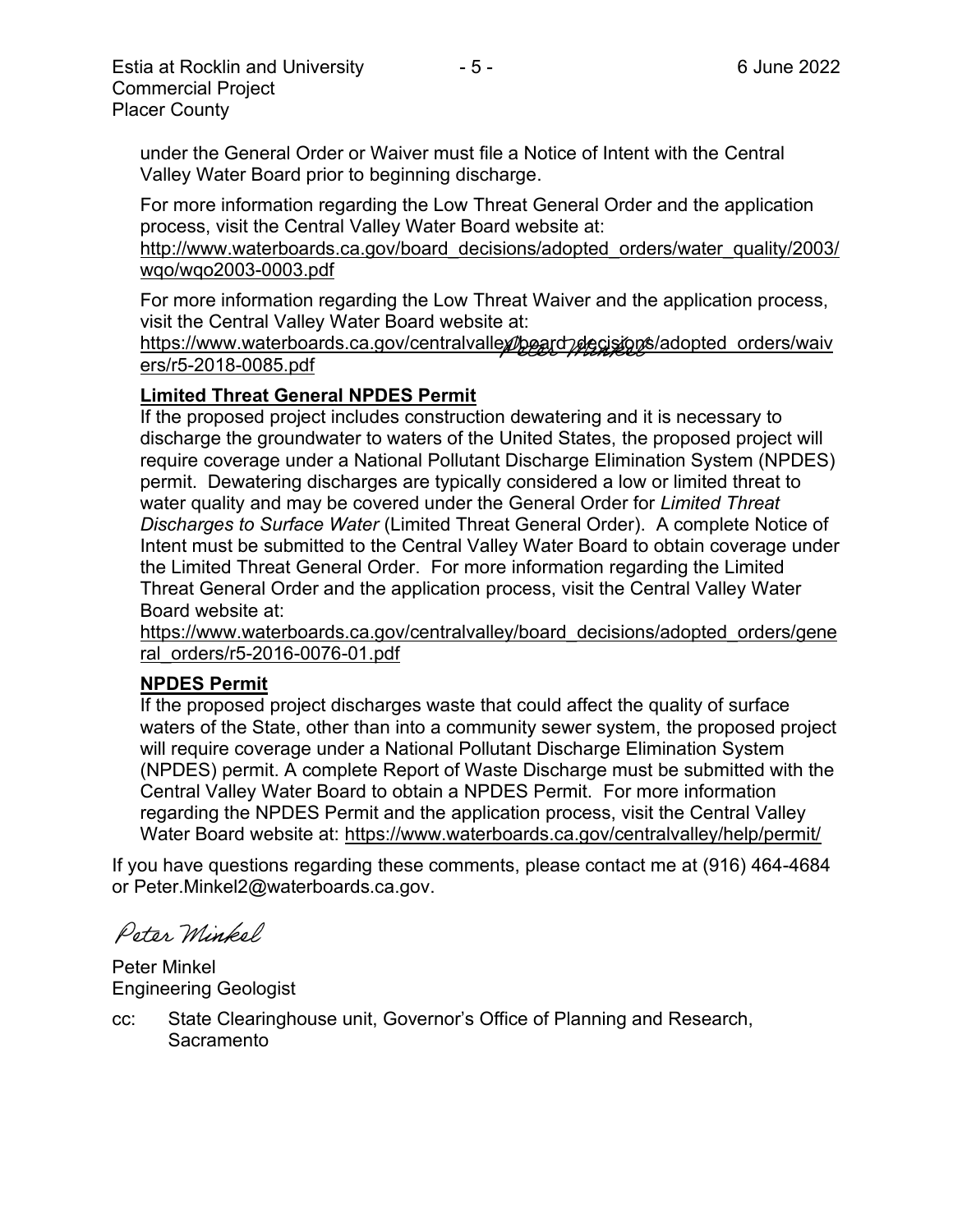under the General Order or Waiver must file a Notice of Intent with the Central Valley Water Board prior to beginning discharge.

For more information regarding the Low Threat General Order and the application process, visit the Central Valley Water Board website at: http://www.waterboards.ca.gov/board_decisions/adopted_orders/water_quality/2003/wqo/wqo2003-0003.pdf

For more information regarding the Low Threat Waiver and the application process, visit the Central Valley Water Board website at: https://www.waterboards.ca.gov/centralvalley/board_decisions/adopted_orders/waivers/r5-2018-0085.pdf

**Limited Threat General NPDES Permit**

If the proposed project includes construction dewatering and it is necessary to discharge the groundwater to waters of the United States, the proposed project will require coverage under a National Pollutant Discharge Elimination System (NPDES) permit. Dewatering discharges are typically considered a low or limited threat to water quality and may be covered under the General Order for *Limited Threat Discharges to Surface Water* (Limited Threat General Order). A complete Notice of Intent must be submitted to the Central Valley Water Board to obtain coverage under the Limited Threat General Order. For more information regarding the Limited Threat General Order and the application process, visit the Central Valley Water Board website at: https://www.waterboards.ca.gov/centralvalley/board_decisions/adopted_orders/general_orders/r5-2016-0076-01.pdf

**NPDES Permit**

If the proposed project discharges waste that could affect the quality of surface waters of the State, other than into a community sewer system, the proposed project will require coverage under a National Pollutant Discharge Elimination System (NPDES) permit. A complete Report of Waste Discharge must be submitted with the Central Valley Water Board to obtain a NPDES Permit. For more information regarding the NPDES Permit and the application process, visit the Central Valley Water Board website at: https://www.waterboards.ca.gov/centralvalley/help/permit/

If you have questions regarding these comments, please contact me at (916) 464-4684 or Peter.Minkel2@waterboards.ca.gov.

Peter Minkel

Peter Minkel
Engineering Geologist

cc: State Clearinghouse unit, Governor's Office of Planning and Research, Sacramento